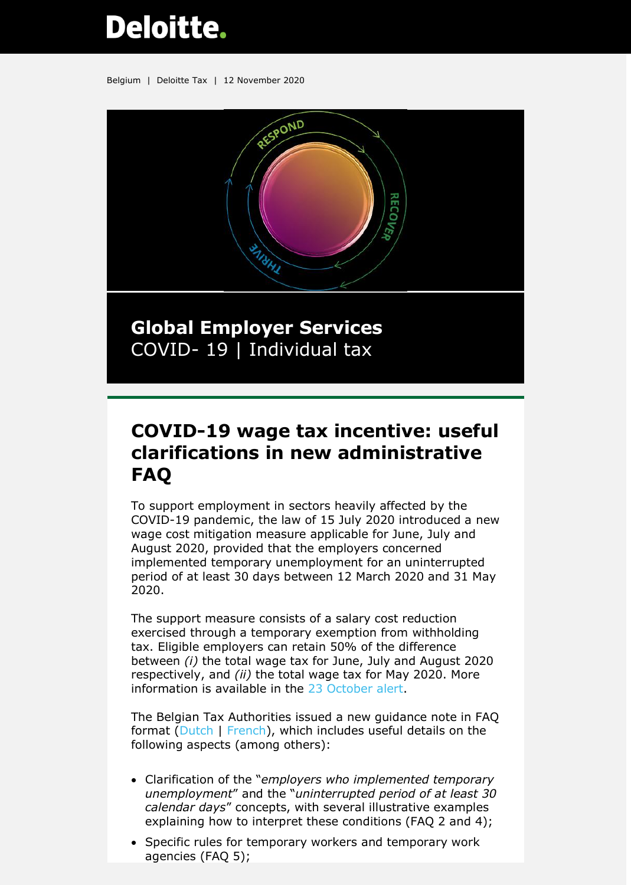Deloitte.

Belgium | Deloitte Tax | 12 November 2020

**Global Employer Services**
COVID- 19 | Individual tax

# COVID-19 wage tax incentive: useful clarifications in new administrative FAQ

To support employment in sectors heavily affected by the COVID-19 pandemic, the law of 15 July 2020 introduced a new wage cost mitigation measure applicable for June, July and August 2020, provided that the employers concerned implemented temporary unemployment for an uninterrupted period of at least 30 days between 12 March 2020 and 31 May 2020.

The support measure consists of a salary cost reduction exercised through a temporary exemption from withholding tax. Eligible employers can retain 50% of the difference between *(i)* the total wage tax for June, July and August 2020 respectively, and *(ii)* the total wage tax for May 2020. More information is available in the 23 October alert.

The Belgian Tax Authorities issued a new guidance note in FAQ format (Dutch | French), which includes useful details on the following aspects (among others):

- Clarification of the "*employers who implemented temporary unemployment*" and the "*uninterrupted period of at least 30 calendar days*" concepts, with several illustrative examples explaining how to interpret these conditions (FAQ 2 and 4);
- Specific rules for temporary workers and temporary work agencies (FAQ 5);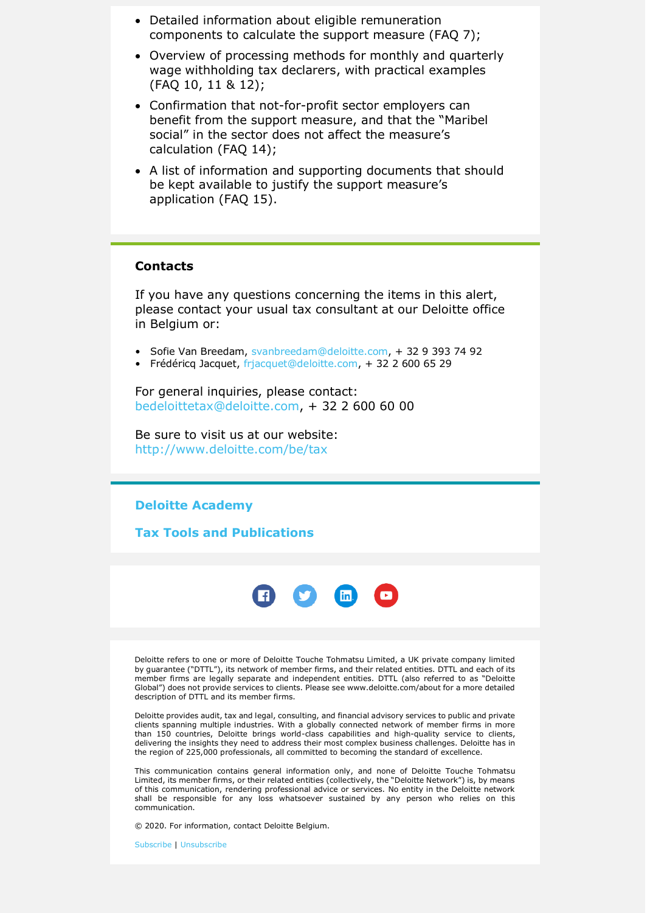- Detailed information about eligible remuneration components to calculate the support measure (FAQ 7);
- Overview of processing methods for monthly and quarterly wage withholding tax declarers, with practical examples (FAQ 10, 11 & 12);
- Confirmation that not-for-profit sector employers can benefit from the support measure, and that the "Maribel social" in the sector does not affect the measure's calculation (FAQ 14);
- A list of information and supporting documents that should be kept available to justify the support measure's application (FAQ 15).

## Contacts

If you have any questions concerning the items in this alert, please contact your usual tax consultant at our Deloitte office in Belgium or:

- Sofie Van Breedam, svanbreedam@deloitte.com, + 32 9 393 74 92
- Frédéricq Jacquet, frjacquet@deloitte.com, + 32 2 600 65 29

For general inquiries, please contact: bedeloittetax@deloitte.com, + 32 2 600 60 00

Be sure to visit us at our website: http://www.deloitte.com/be/tax

**Deloitte Academy**

**Tax Tools and Publications**

Deloitte refers to one or more of Deloitte Touche Tohmatsu Limited, a UK private company limited by guarantee ("DTTL"), its network of member firms, and their related entities. DTTL and each of its member firms are legally separate and independent entities. DTTL (also referred to as "Deloitte Global") does not provide services to clients. Please see www.deloitte.com/about for a more detailed description of DTTL and its member firms.

Deloitte provides audit, tax and legal, consulting, and financial advisory services to public and private clients spanning multiple industries. With a globally connected network of member firms in more than 150 countries, Deloitte brings world-class capabilities and high-quality service to clients, delivering the insights they need to address their most complex business challenges. Deloitte has in the region of 225,000 professionals, all committed to becoming the standard of excellence.

This communication contains general information only, and none of Deloitte Touche Tohmatsu Limited, its member firms, or their related entities (collectively, the "Deloitte Network") is, by means of this communication, rendering professional advice or services. No entity in the Deloitte network shall be responsible for any loss whatsoever sustained by any person who relies on this communication.

© 2020. For information, contact Deloitte Belgium.

Subscribe | Unsubscribe